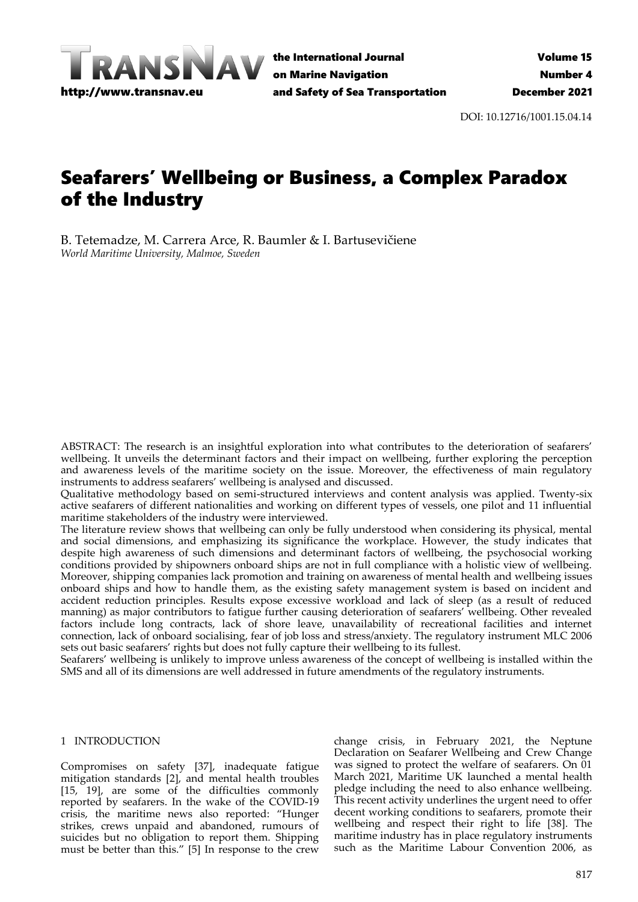DOI: 10.12716/1001.15.04.14

# Seafarers' Wellbeing or Business, a Complex Paradox of the Industry

B. Tetemadze, M. Carrera Arce, R. Baumler & I. Bartusevičiene
*World Maritime University, Malmoe, Sweden*

ABSTRACT: The research is an insightful exploration into what contributes to the deterioration of seafarers' wellbeing. It unveils the determinant factors and their impact on wellbeing, further exploring the perception and awareness levels of the maritime society on the issue. Moreover, the effectiveness of main regulatory instruments to address seafarers' wellbeing is analysed and discussed.
Qualitative methodology based on semi-structured interviews and content analysis was applied. Twenty-six active seafarers of different nationalities and working on different types of vessels, one pilot and 11 influential maritime stakeholders of the industry were interviewed.
The literature review shows that wellbeing can only be fully understood when considering its physical, mental and social dimensions, and emphasizing its significance the workplace. However, the study indicates that despite high awareness of such dimensions and determinant factors of wellbeing, the psychosocial working conditions provided by shipowners onboard ships are not in full compliance with a holistic view of wellbeing. Moreover, shipping companies lack promotion and training on awareness of mental health and wellbeing issues onboard ships and how to handle them, as the existing safety management system is based on incident and accident reduction principles. Results expose excessive workload and lack of sleep (as a result of reduced manning) as major contributors to fatigue further causing deterioration of seafarers' wellbeing. Other revealed factors include long contracts, lack of shore leave, unavailability of recreational facilities and internet connection, lack of onboard socialising, fear of job loss and stress/anxiety. The regulatory instrument MLC 2006 sets out basic seafarers' rights but does not fully capture their wellbeing to its fullest.
Seafarers' wellbeing is unlikely to improve unless awareness of the concept of wellbeing is installed within the SMS and all of its dimensions are well addressed in future amendments of the regulatory instruments.

## 1 INTRODUCTION

Compromises on safety [37], inadequate fatigue mitigation standards [2], and mental health troubles [15, 19], are some of the difficulties commonly reported by seafarers. In the wake of the COVID-19 crisis, the maritime news also reported: "Hunger strikes, crews unpaid and abandoned, rumours of suicides but no obligation to report them. Shipping must be better than this." [5] In response to the crew change crisis, in February 2021, the Neptune Declaration on Seafarer Wellbeing and Crew Change was signed to protect the welfare of seafarers. On 01 March 2021, Maritime UK launched a mental health pledge including the need to also enhance wellbeing. This recent activity underlines the urgent need to offer decent working conditions to seafarers, promote their wellbeing and respect their right to life [38]. The maritime industry has in place regulatory instruments such as the Maritime Labour Convention 2006, as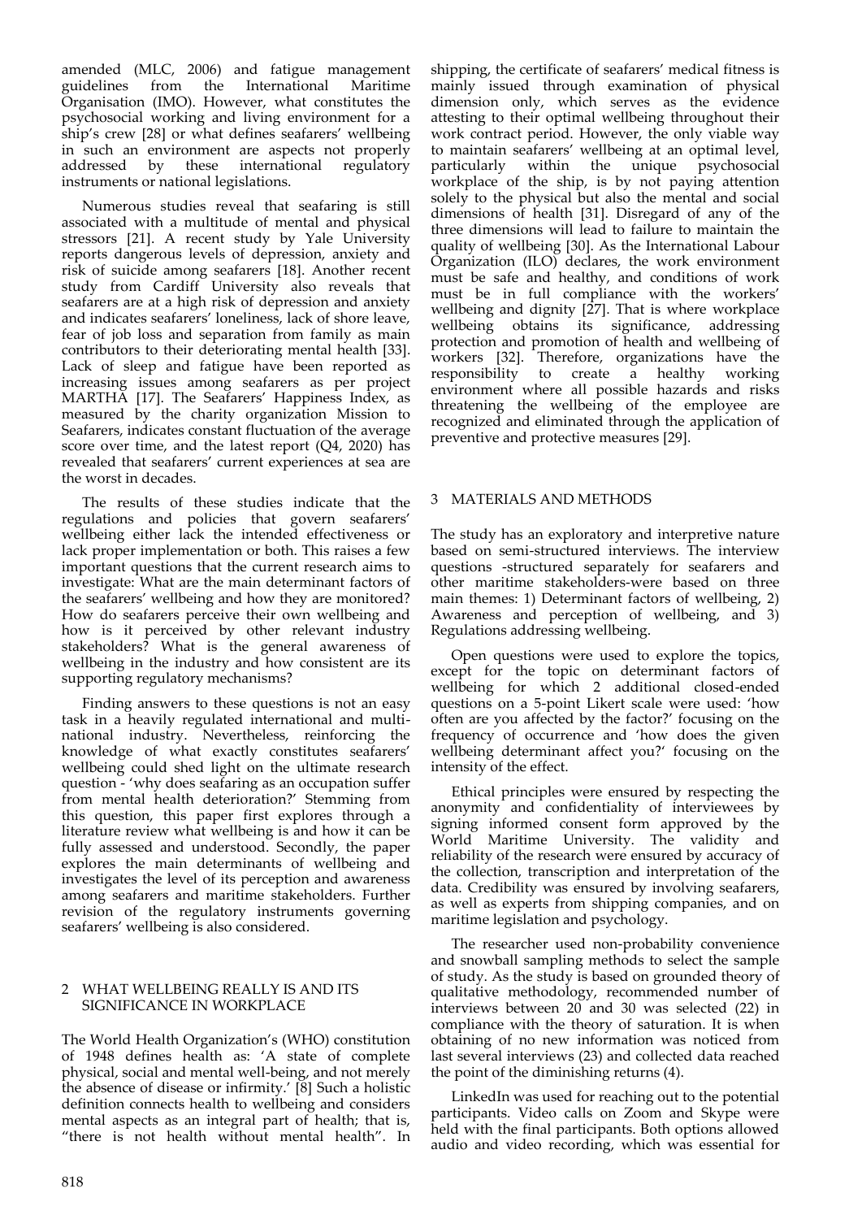amended (MLC, 2006) and fatigue management guidelines from the International Maritime Organisation (IMO). However, what constitutes the psychosocial working and living environment for a ship's crew [28] or what defines seafarers' wellbeing in such an environment are aspects not properly addressed by these international regulatory instruments or national legislations.

Numerous studies reveal that seafaring is still associated with a multitude of mental and physical stressors [21]. A recent study by Yale University reports dangerous levels of depression, anxiety and risk of suicide among seafarers [18]. Another recent study from Cardiff University also reveals that seafarers are at a high risk of depression and anxiety and indicates seafarers' loneliness, lack of shore leave, fear of job loss and separation from family as main contributors to their deteriorating mental health [33]. Lack of sleep and fatigue have been reported as increasing issues among seafarers as per project MARTHA [17]. The Seafarers' Happiness Index, as measured by the charity organization Mission to Seafarers, indicates constant fluctuation of the average score over time, and the latest report (Q4, 2020) has revealed that seafarers' current experiences at sea are the worst in decades.

The results of these studies indicate that the regulations and policies that govern seafarers' wellbeing either lack the intended effectiveness or lack proper implementation or both. This raises a few important questions that the current research aims to investigate: What are the main determinant factors of the seafarers' wellbeing and how they are monitored? How do seafarers perceive their own wellbeing and how is it perceived by other relevant industry stakeholders? What is the general awareness of wellbeing in the industry and how consistent are its supporting regulatory mechanisms?

Finding answers to these questions is not an easy task in a heavily regulated international and multi-national industry. Nevertheless, reinforcing the knowledge of what exactly constitutes seafarers' wellbeing could shed light on the ultimate research question - 'why does seafaring as an occupation suffer from mental health deterioration?' Stemming from this question, this paper first explores through a literature review what wellbeing is and how it can be fully assessed and understood. Secondly, the paper explores the main determinants of wellbeing and investigates the level of its perception and awareness among seafarers and maritime stakeholders. Further revision of the regulatory instruments governing seafarers' wellbeing is also considered.

## 2 WHAT WELLBEING REALLY IS AND ITS SIGNIFICANCE IN WORKPLACE

The World Health Organization's (WHO) constitution of 1948 defines health as: 'A state of complete physical, social and mental well-being, and not merely the absence of disease or infirmity.' [8] Such a holistic definition connects health to wellbeing and considers mental aspects as an integral part of health; that is, "there is not health without mental health". In shipping, the certificate of seafarers' medical fitness is mainly issued through examination of physical dimension only, which serves as the evidence attesting to their optimal wellbeing throughout their work contract period. However, the only viable way to maintain seafarers' wellbeing at an optimal level, particularly within the unique psychosocial workplace of the ship, is by not paying attention solely to the physical but also the mental and social dimensions of health [31]. Disregard of any of the three dimensions will lead to failure to maintain the quality of wellbeing [30]. As the International Labour Organization (ILO) declares, the work environment must be safe and healthy, and conditions of work must be in full compliance with the workers' wellbeing and dignity [27]. That is where workplace wellbeing obtains its significance, addressing protection and promotion of health and wellbeing of workers [32]. Therefore, organizations have the responsibility to create a healthy working environment where all possible hazards and risks threatening the wellbeing of the employee are recognized and eliminated through the application of preventive and protective measures [29].

## 3 MATERIALS AND METHODS

The study has an exploratory and interpretive nature based on semi-structured interviews. The interview questions -structured separately for seafarers and other maritime stakeholders-were based on three main themes: 1) Determinant factors of wellbeing, 2) Awareness and perception of wellbeing, and 3) Regulations addressing wellbeing.

Open questions were used to explore the topics, except for the topic on determinant factors of wellbeing for which 2 additional closed-ended questions on a 5-point Likert scale were used: 'how often are you affected by the factor?' focusing on the frequency of occurrence and 'how does the given wellbeing determinant affect you?' focusing on the intensity of the effect.

Ethical principles were ensured by respecting the anonymity and confidentiality of interviewees by signing informed consent form approved by the World Maritime University. The validity and reliability of the research were ensured by accuracy of the collection, transcription and interpretation of the data. Credibility was ensured by involving seafarers, as well as experts from shipping companies, and on maritime legislation and psychology.

The researcher used non-probability convenience and snowball sampling methods to select the sample of study. As the study is based on grounded theory of qualitative methodology, recommended number of interviews between 20 and 30 was selected (22) in compliance with the theory of saturation. It is when obtaining of no new information was noticed from last several interviews (23) and collected data reached the point of the diminishing returns (4).

LinkedIn was used for reaching out to the potential participants. Video calls on Zoom and Skype were held with the final participants. Both options allowed audio and video recording, which was essential for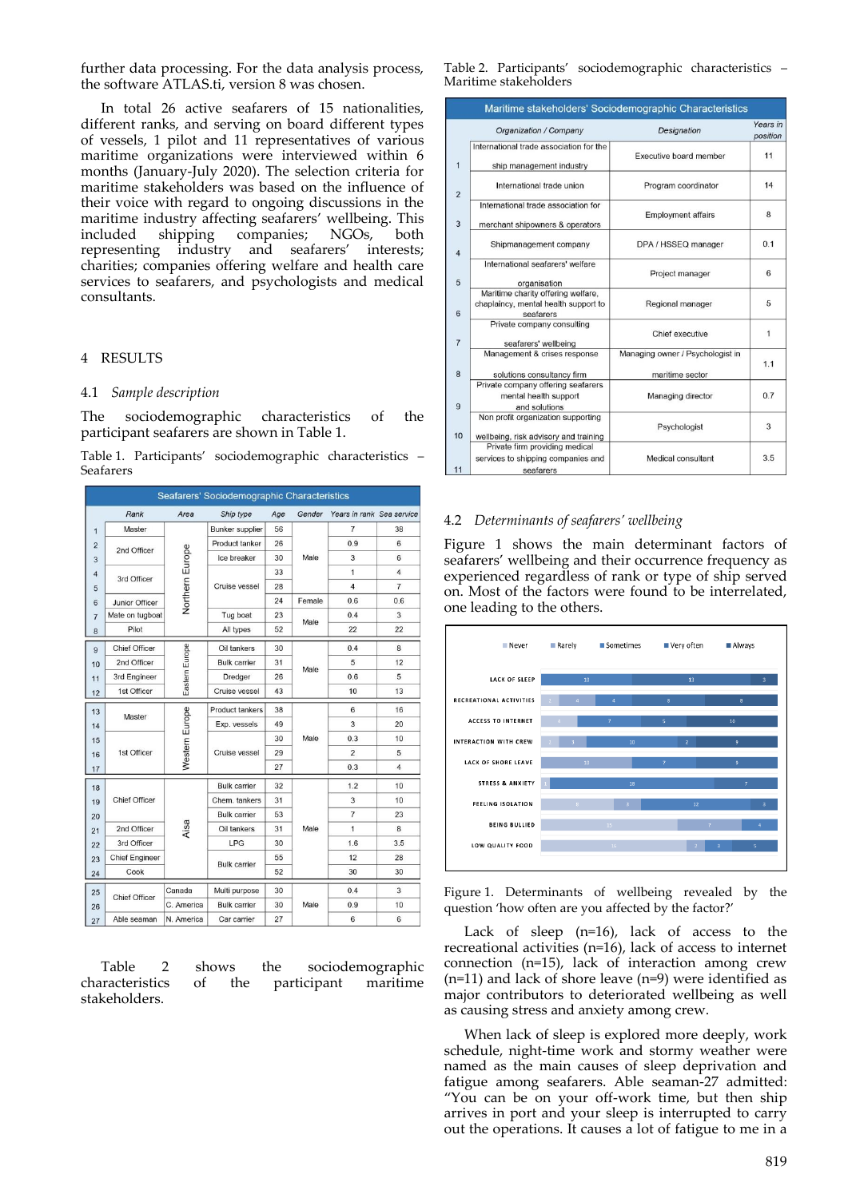further data processing. For the data analysis process, the software ATLAS.ti, version 8 was chosen.

In total 26 active seafarers of 15 nationalities, different ranks, and serving on board different types of vessels, 1 pilot and 11 representatives of various maritime organizations were interviewed within 6 months (January-July 2020). The selection criteria for maritime stakeholders was based on the influence of their voice with regard to ongoing discussions in the maritime industry affecting seafarers' wellbeing. This included shipping companies; NGOs, both representing industry and seafarers' interests; charities; companies offering welfare and health care services to seafarers, and psychologists and medical consultants.

## 4 RESULTS

### 4.1 *Sample description*

The sociodemographic characteristics of the participant seafarers are shown in Table 1.

Table 1. Participants' sociodemographic characteristics – Seafarers

| | Rank | Area | Ship type | Age | Gender | Years in rank | Sea service |
|---|---|---|---|---|---|---|---|
| 1 | Master | Northern Europe | Bunker supplier | 56 | Male | 7 | 38 |
| 2 | 2nd Officer | Northern Europe | Product tanker | 26 | Male | 0.9 | 6 |
| 3 | 2nd Officer | Northern Europe | Ice breaker | 30 | Male | 3 | 6 |
| 4 | 3rd Officer | Northern Europe | Cruise vessel | 33 | Male | 1 | 4 |
| 5 | 3rd Officer | Northern Europe | Cruise vessel | 28 | Male | 4 | 7 |
| 6 | Junior Officer | Northern Europe | Cruise vessel | 24 | Female | 0.6 | 0.6 |
| 7 | Mate on tugboat | Northern Europe | Tug boat | 23 | Male | 0.4 | 3 |
| 8 | Pilot | Northern Europe | All types | 52 | Male | 22 | 22 |
| 9 | Chief Officer | Eastern Europe | Oil tankers | 30 | Male | 0.4 | 8 |
| 10 | 2nd Officer | Eastern Europe | Bulk carrier | 31 | Male | 5 | 12 |
| 11 | 3rd Engineer | Eastern Europe | Dredger | 26 | Male | 0.6 | 5 |
| 12 | 1st Officer | Eastern Europe | Cruise vessel | 43 | Male | 10 | 13 |
| 13 | Master | Western Europe | Product tankers | 38 | Male | 6 | 16 |
| 14 | Master | Western Europe | Exp. vessels | 49 | Male | 3 | 20 |
| 15 | 1st Officer | Western Europe | Cruise vessel | 30 | Male | 0.3 | 10 |
| 16 | 1st Officer | Western Europe | Cruise vessel | 29 | Male | 2 | 5 |
| 17 | 1st Officer | Western Europe | Cruise vessel | 27 | Male | 0.3 | 4 |
| 18 | Chief Officer | Asia | Bulk carrier | 32 | Male | 1.2 | 10 |
| 19 | Chief Officer | Asia | Chem. tankers | 31 | Male | 3 | 10 |
| 20 | Chief Officer | Asia | Bulk carrier | 53 | Male | 7 | 23 |
| 21 | 2nd Officer | Asia | Oil tankers | 31 | Male | 1 | 8 |
| 22 | 3rd Officer | Asia | LPG | 30 | Male | 1.6 | 3.5 |
| 23 | Chief Engineer | Asia | Bulk carrier | 55 | Male | 12 | 28 |
| 24 | Cook | Asia | Bulk carrier | 52 | Male | 30 | 30 |
| 25 | Chief Officer | Canada | Multi purpose | 30 | Male | 0.4 | 3 |
| 26 | Chief Officer | C. America | Bulk carrier | 30 | Male | 0.9 | 10 |
| 27 | Able seaman | N. America | Car carrier | 27 | Male | 6 | 6 |

Table 2 shows the sociodemographic characteristics of the participant maritime stakeholders.

Table 2. Participants' sociodemographic characteristics – Maritime stakeholders

| | Organization / Company | Designation | Years in position |
|---|---|---|---|
| 1 | International trade association for the ship management industry | Executive board member | 11 |
| 2 | International trade union | Program coordinator | 14 |
| 3 | International trade association for merchant shipowners & operators | Employment affairs | 8 |
| 4 | Shipmanagement company | DPA / HSSEQ manager | 0.1 |
| 5 | International seafarers' welfare organisation | Project manager | 6 |
| 6 | Maritime charity offering welfare, chaplaincy, mental health support to seafarers | Regional manager | 5 |
| 7 | Private company consulting seafarers' wellbeing | Chief executive | 1 |
| 8 | Management & crises response solutions consultancy firm | Managing owner / Psychologist in maritime sector | 1.1 |
| 9 | Private company offering seafarers mental health support and solutions | Managing director | 0.7 |
| 10 | Non profit organization supporting wellbeing, risk advisory and training | Psychologist | 3 |
| 11 | Private firm providing medical services to shipping companies and seafarers | Medical consultant | 3.5 |

### 4.2 *Determinants of seafarers' wellbeing*

Figure 1 shows the main determinant factors of seafarers' wellbeing and their occurrence frequency as experienced regardless of rank or type of ship served on. Most of the factors were found to be interrelated, one leading to the others.

Figure 1. Determinants of wellbeing revealed by the question 'how often are you affected by the factor?'

Lack of sleep (n=16), lack of access to the recreational activities (n=16), lack of access to internet connection (n=15), lack of interaction among crew (n=11) and lack of shore leave (n=9) were identified as major contributors to deteriorated wellbeing as well as causing stress and anxiety among crew.

When lack of sleep is explored more deeply, work schedule, night-time work and stormy weather were named as the main causes of sleep deprivation and fatigue among seafarers. Able seaman-27 admitted: "You can be on your off-work time, but then ship arrives in port and your sleep is interrupted to carry out the operations. It causes a lot of fatigue to me in a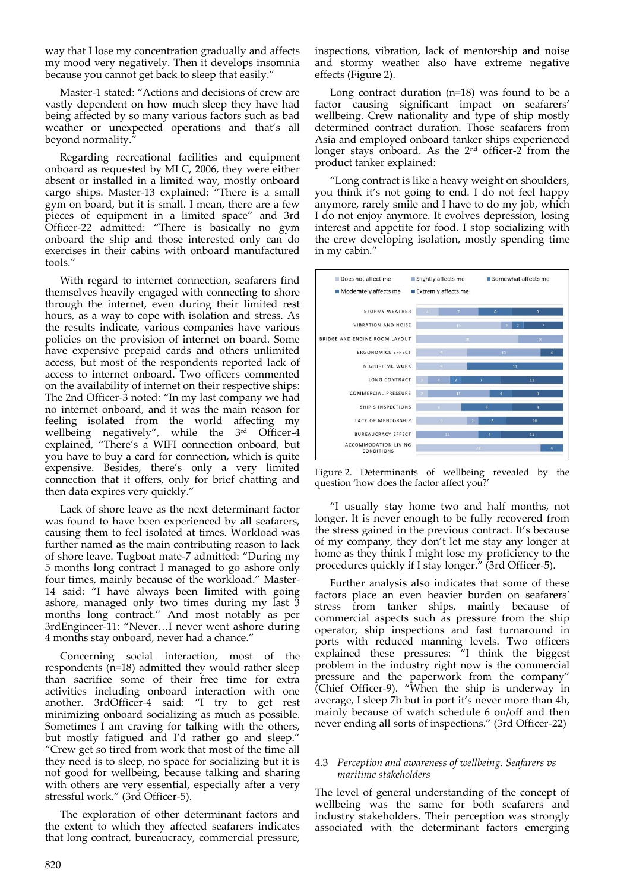way that I lose my concentration gradually and affects my mood very negatively. Then it develops insomnia because you cannot get back to sleep that easily."

Master-1 stated: "Actions and decisions of crew are vastly dependent on how much sleep they have had being affected by so many various factors such as bad weather or unexpected operations and that's all beyond normality."

Regarding recreational facilities and equipment onboard as requested by MLC, 2006, they were either absent or installed in a limited way, mostly onboard cargo ships. Master-13 explained: "There is a small gym on board, but it is small. I mean, there are a few pieces of equipment in a limited space" and 3rd Officer-22 admitted: "There is basically no gym onboard the ship and those interested only can do exercises in their cabins with onboard manufactured tools."

With regard to internet connection, seafarers find themselves heavily engaged with connecting to shore through the internet, even during their limited rest hours, as a way to cope with isolation and stress. As the results indicate, various companies have various policies on the provision of internet on board. Some have expensive prepaid cards and others unlimited access, but most of the respondents reported lack of access to internet onboard. Two officers commented on the availability of internet on their respective ships: The 2nd Officer-3 noted: "In my last company we had no internet onboard, and it was the main reason for feeling isolated from the world affecting my wellbeing negatively", while the 3rd Officer-4 explained, "There's a WIFI connection onboard, but you have to buy a card for connection, which is quite expensive. Besides, there's only a very limited connection that it offers, only for brief chatting and then data expires very quickly."

Lack of shore leave as the next determinant factor was found to have been experienced by all seafarers, causing them to feel isolated at times. Workload was further named as the main contributing reason to lack of shore leave. Tugboat mate-7 admitted: "During my 5 months long contract I managed to go ashore only four times, mainly because of the workload." Master-14 said: "I have always been limited with going ashore, managed only two times during my last 3 months long contract." And most notably as per 3rdEngineer-11: "Never…I never went ashore during 4 months stay onboard, never had a chance."

Concerning social interaction, most of the respondents (n=18) admitted they would rather sleep than sacrifice some of their free time for extra activities including onboard interaction with one another. 3rdOfficer-4 said: "I try to get rest minimizing onboard socializing as much as possible. Sometimes I am craving for talking with the others, but mostly fatigued and I'd rather go and sleep." "Crew get so tired from work that most of the time all they need is to sleep, no space for socializing but it is not good for wellbeing, because talking and sharing with others are very essential, especially after a very stressful work." (3rd Officer-5).

The exploration of other determinant factors and the extent to which they affected seafarers indicates that long contract, bureaucracy, commercial pressure, inspections, vibration, lack of mentorship and noise and stormy weather also have extreme negative effects (Figure 2).

Long contract duration (n=18) was found to be a factor causing significant impact on seafarers' wellbeing. Crew nationality and type of ship mostly determined contract duration. Those seafarers from Asia and employed onboard tanker ships experienced longer stays onboard. As the 2[nd] officer-2 from the product tanker explained:

"Long contract is like a heavy weight on shoulders, you think it's not going to end. I do not feel happy anymore, rarely smile and I have to do my job, which I do not enjoy anymore. It evolves depression, losing interest and appetite for food. I stop socializing with the crew developing isolation, mostly spending time in my cabin."

| Factor | Does not affect me | Slightly affects me | Somewhat affects me | Moderately affects me | Extremly affects me |
|---|---|---|---|---|---|
| STORMY WEATHER | 4 | 7 | 6 | 9 | |
| VIBRATION AND NOISE | 15 | 2 | 2 | 7 | |
| BRIDGE AND ENGINE ROOM LAYOUT | 18 | 8 | | | |
| ERGONOMICS EFFECT | 9 | 13 | 4 | | |
| NIGHT-TIME WORK | 9 | 17 | | | |
| LONG CONTRACT | 2 | 4 | 2 | 7 | 11 |
| COMMERCIAL PRESSURE | 2 | 11 | 4 | 9 | |
| SHIP'S INSPECTIONS | 8 | 9 | 9 | | |
| LACK OF MENTORSHIP | 9 | 2 | 5 | 10 | |
| BUREAUCRACY EFFECT | 11 | 4 | 11 | | |
| ACCOMMODATION LIVING CONDITIONS | 22 | 4 | | | |

Figure 2. Determinants of wellbeing revealed by the question 'how does the factor affect you?'

"I usually stay home two and half months, not longer. It is never enough to be fully recovered from the stress gained in the previous contract. It's because of my company, they don't let me stay any longer at home as they think I might lose my proficiency to the procedures quickly if I stay longer." (3rd Officer-5).

Further analysis also indicates that some of these factors place an even heavier burden on seafarers' stress from tanker ships, mainly because of commercial aspects such as pressure from the ship operator, ship inspections and fast turnaround in ports with reduced manning levels. Two officers explained these pressures: "I think the biggest problem in the industry right now is the commercial pressure and the paperwork from the company" (Chief Officer-9). "When the ship is underway in average, I sleep 7h but in port it's never more than 4h, mainly because of watch schedule 6 on/off and then never ending all sorts of inspections." (3rd Officer-22)

### 4.3 *Perception and awareness of wellbeing. Seafarers vs maritime stakeholders*

The level of general understanding of the concept of wellbeing was the same for both seafarers and industry stakeholders. Their perception was strongly associated with the determinant factors emerging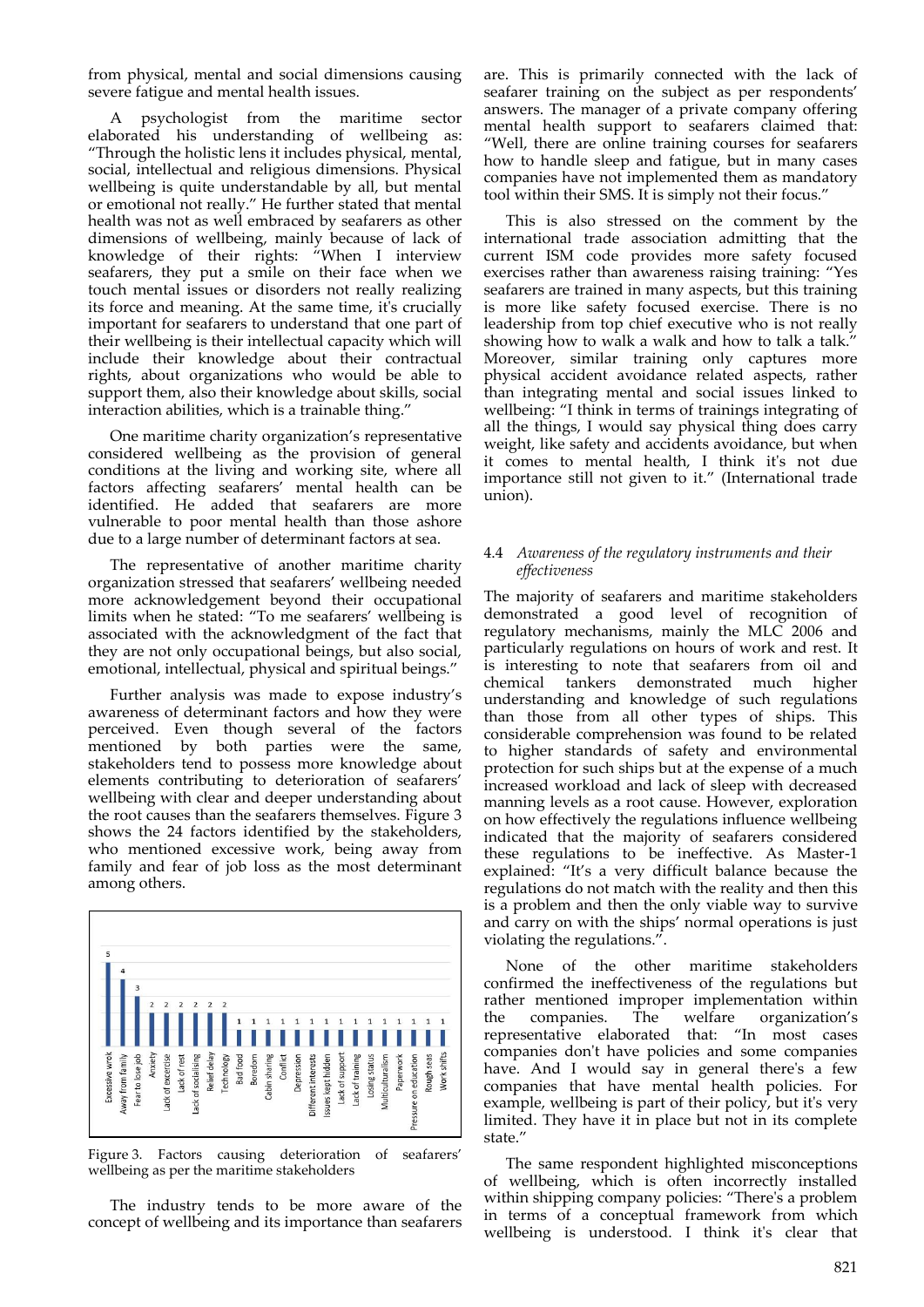from physical, mental and social dimensions causing severe fatigue and mental health issues.

A psychologist from the maritime sector elaborated his understanding of wellbeing as: "Through the holistic lens it includes physical, mental, social, intellectual and religious dimensions. Physical wellbeing is quite understandable by all, but mental or emotional not really." He further stated that mental health was not as well embraced by seafarers as other dimensions of wellbeing, mainly because of lack of knowledge of their rights: "When I interview seafarers, they put a smile on their face when we touch mental issues or disorders not really realizing its force and meaning. At the same time, it's crucially important for seafarers to understand that one part of their wellbeing is their intellectual capacity which will include their knowledge about their contractual rights, about organizations who would be able to support them, also their knowledge about skills, social interaction abilities, which is a trainable thing."

One maritime charity organization's representative considered wellbeing as the provision of general conditions at the living and working site, where all factors affecting seafarers' mental health can be identified. He added that seafarers are more vulnerable to poor mental health than those ashore due to a large number of determinant factors at sea.

The representative of another maritime charity organization stressed that seafarers' wellbeing needed more acknowledgement beyond their occupational limits when he stated: "To me seafarers' wellbeing is associated with the acknowledgment of the fact that they are not only occupational beings, but also social, emotional, intellectual, physical and spiritual beings."

Further analysis was made to expose industry's awareness of determinant factors and how they were perceived. Even though several of the factors mentioned by both parties were the same, stakeholders tend to possess more knowledge about elements contributing to deterioration of seafarers' wellbeing with clear and deeper understanding about the root causes than the seafarers themselves. Figure 3 shows the 24 factors identified by the stakeholders, who mentioned excessive work, being away from family and fear of job loss as the most determinant among others.

| Factor | Count |
|---|---|
| Excessive work | 5 |
| Away from family | 4 |
| Fear to lose job | 3 |
| Anxiety | 2 |
| Lack of excercise | 2 |
| Lack of rest | 2 |
| Lack of socialising | 2 |
| Relief delay | 2 |
| Technology | 2 |
| Bad food | 1 |
| Boredom | 1 |
| Cabin sharing | 1 |
| Conflict | 1 |
| Depression | 1 |
| Different interests | 1 |
| Issues kept hidden | 1 |
| Lack of support | 1 |
| Lack of training | 1 |
| Losing status | 1 |
| Multiculturalism | 1 |
| Paperwork | 1 |
| Pressure on education | 1 |
| Rough seas | 1 |
| Work shifts | 1 |

Figure 3. Factors causing deterioration of seafarers' wellbeing as per the maritime stakeholders

The industry tends to be more aware of the concept of wellbeing and its importance than seafarers are. This is primarily connected with the lack of seafarer training on the subject as per respondents' answers. The manager of a private company offering mental health support to seafarers claimed that: "Well, there are online training courses for seafarers how to handle sleep and fatigue, but in many cases companies have not implemented them as mandatory tool within their SMS. It is simply not their focus."

This is also stressed on the comment by the international trade association admitting that the current ISM code provides more safety focused exercises rather than awareness raising training: "Yes seafarers are trained in many aspects, but this training is more like safety focused exercise. There is no leadership from top chief executive who is not really showing how to walk a walk and how to talk a talk." Moreover, similar training only captures more physical accident avoidance related aspects, rather than integrating mental and social issues linked to wellbeing: "I think in terms of trainings integrating of all the things, I would say physical thing does carry weight, like safety and accidents avoidance, but when it comes to mental health, I think it's not due importance still not given to it." (International trade union).

### 4.4 *Awareness of the regulatory instruments and their effectiveness*

The majority of seafarers and maritime stakeholders demonstrated a good level of recognition of regulatory mechanisms, mainly the MLC 2006 and particularly regulations on hours of work and rest. It is interesting to note that seafarers from oil and chemical tankers demonstrated much higher understanding and knowledge of such regulations than those from all other types of ships. This considerable comprehension was found to be related to higher standards of safety and environmental protection for such ships but at the expense of a much increased workload and lack of sleep with decreased manning levels as a root cause. However, exploration on how effectively the regulations influence wellbeing indicated that the majority of seafarers considered these regulations to be ineffective. As Master-1 explained: "It's a very difficult balance because the regulations do not match with the reality and then this is a problem and then the only viable way to survive and carry on with the ships' normal operations is just violating the regulations.".

None of the other maritime stakeholders confirmed the ineffectiveness of the regulations but rather mentioned improper implementation within the companies. The welfare organization's representative elaborated that: "In most cases companies don't have policies and some companies have. And I would say in general there's a few companies that have mental health policies. For example, wellbeing is part of their policy, but it's very limited. They have it in place but not in its complete state."

The same respondent highlighted misconceptions of wellbeing, which is often incorrectly installed within shipping company policies: "There's a problem in terms of a conceptual framework from which wellbeing is understood. I think it's clear that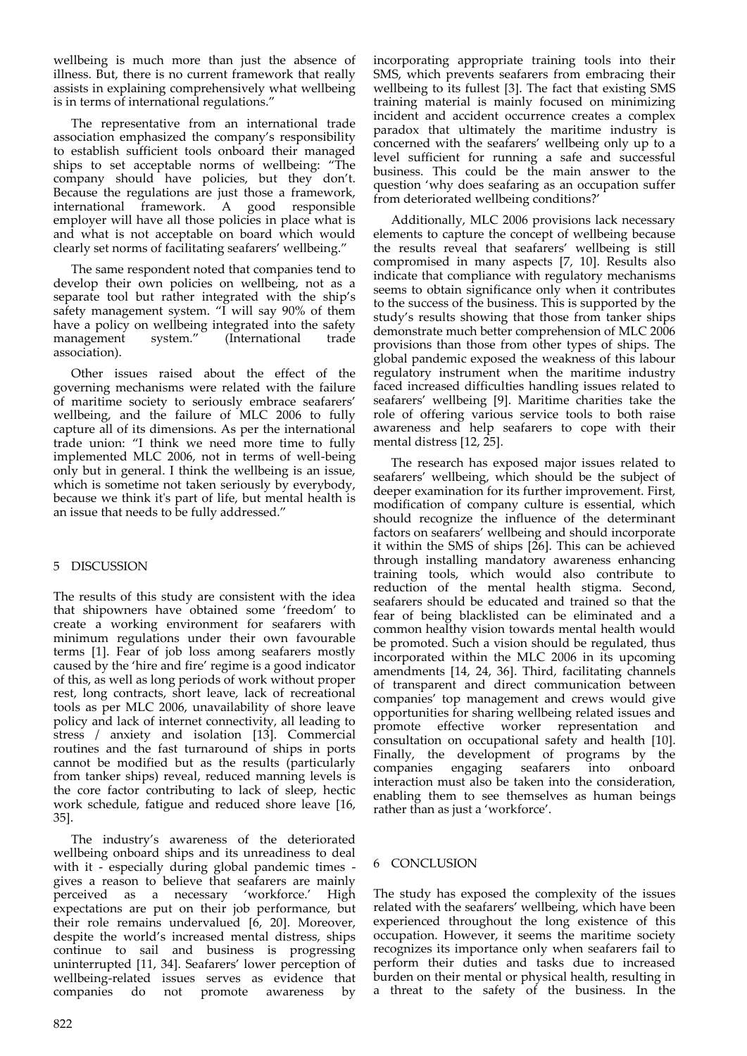wellbeing is much more than just the absence of illness. But, there is no current framework that really assists in explaining comprehensively what wellbeing is in terms of international regulations."

The representative from an international trade association emphasized the company's responsibility to establish sufficient tools onboard their managed ships to set acceptable norms of wellbeing: "The company should have policies, but they don't. Because the regulations are just those a framework, international framework. A good responsible employer will have all those policies in place what is and what is not acceptable on board which would clearly set norms of facilitating seafarers' wellbeing."

The same respondent noted that companies tend to develop their own policies on wellbeing, not as a separate tool but rather integrated with the ship's safety management system. "I will say 90% of them have a policy on wellbeing integrated into the safety management system." (International trade association).

Other issues raised about the effect of the governing mechanisms were related with the failure of maritime society to seriously embrace seafarers' wellbeing, and the failure of MLC 2006 to fully capture all of its dimensions. As per the international trade union: "I think we need more time to fully implemented MLC 2006, not in terms of well-being only but in general. I think the wellbeing is an issue, which is sometime not taken seriously by everybody, because we think it's part of life, but mental health is an issue that needs to be fully addressed."

## 5 DISCUSSION

The results of this study are consistent with the idea that shipowners have obtained some 'freedom' to create a working environment for seafarers with minimum regulations under their own favourable terms [1]. Fear of job loss among seafarers mostly caused by the 'hire and fire' regime is a good indicator of this, as well as long periods of work without proper rest, long contracts, short leave, lack of recreational tools as per MLC 2006, unavailability of shore leave policy and lack of internet connectivity, all leading to stress / anxiety and isolation [13]. Commercial routines and the fast turnaround of ships in ports cannot be modified but as the results (particularly from tanker ships) reveal, reduced manning levels is the core factor contributing to lack of sleep, hectic work schedule, fatigue and reduced shore leave [16, 35].

The industry's awareness of the deteriorated wellbeing onboard ships and its unreadiness to deal with it - especially during global pandemic times - gives a reason to believe that seafarers are mainly perceived as a necessary 'workforce.' High expectations are put on their job performance, but their role remains undervalued [6, 20]. Moreover, despite the world's increased mental distress, ships continue to sail and business is progressing uninterrupted [11, 34]. Seafarers' lower perception of wellbeing-related issues serves as evidence that companies do not promote awareness by incorporating appropriate training tools into their SMS, which prevents seafarers from embracing their wellbeing to its fullest [3]. The fact that existing SMS training material is mainly focused on minimizing incident and accident occurrence creates a complex paradox that ultimately the maritime industry is concerned with the seafarers' wellbeing only up to a level sufficient for running a safe and successful business. This could be the main answer to the question 'why does seafaring as an occupation suffer from deteriorated wellbeing conditions?'

Additionally, MLC 2006 provisions lack necessary elements to capture the concept of wellbeing because the results reveal that seafarers' wellbeing is still compromised in many aspects [7, 10]. Results also indicate that compliance with regulatory mechanisms seems to obtain significance only when it contributes to the success of the business. This is supported by the study's results showing that those from tanker ships demonstrate much better comprehension of MLC 2006 provisions than those from other types of ships. The global pandemic exposed the weakness of this labour regulatory instrument when the maritime industry faced increased difficulties handling issues related to seafarers' wellbeing [9]. Maritime charities take the role of offering various service tools to both raise awareness and help seafarers to cope with their mental distress [12, 25].

The research has exposed major issues related to seafarers' wellbeing, which should be the subject of deeper examination for its further improvement. First, modification of company culture is essential, which should recognize the influence of the determinant factors on seafarers' wellbeing and should incorporate it within the SMS of ships [26]. This can be achieved through installing mandatory awareness enhancing training tools, which would also contribute to reduction of the mental health stigma. Second, seafarers should be educated and trained so that the fear of being blacklisted can be eliminated and a common healthy vision towards mental health would be promoted. Such a vision should be regulated, thus incorporated within the MLC 2006 in its upcoming amendments [14, 24, 36]. Third, facilitating channels of transparent and direct communication between companies' top management and crews would give opportunities for sharing wellbeing related issues and promote effective worker representation and consultation on occupational safety and health [10]. Finally, the development of programs by the companies engaging seafarers into onboard interaction must also be taken into the consideration, enabling them to see themselves as human beings rather than as just a 'workforce'.

## 6 CONCLUSION

The study has exposed the complexity of the issues related with the seafarers' wellbeing, which have been experienced throughout the long existence of this occupation. However, it seems the maritime society recognizes its importance only when seafarers fail to perform their duties and tasks due to increased burden on their mental or physical health, resulting in a threat to the safety of the business. In the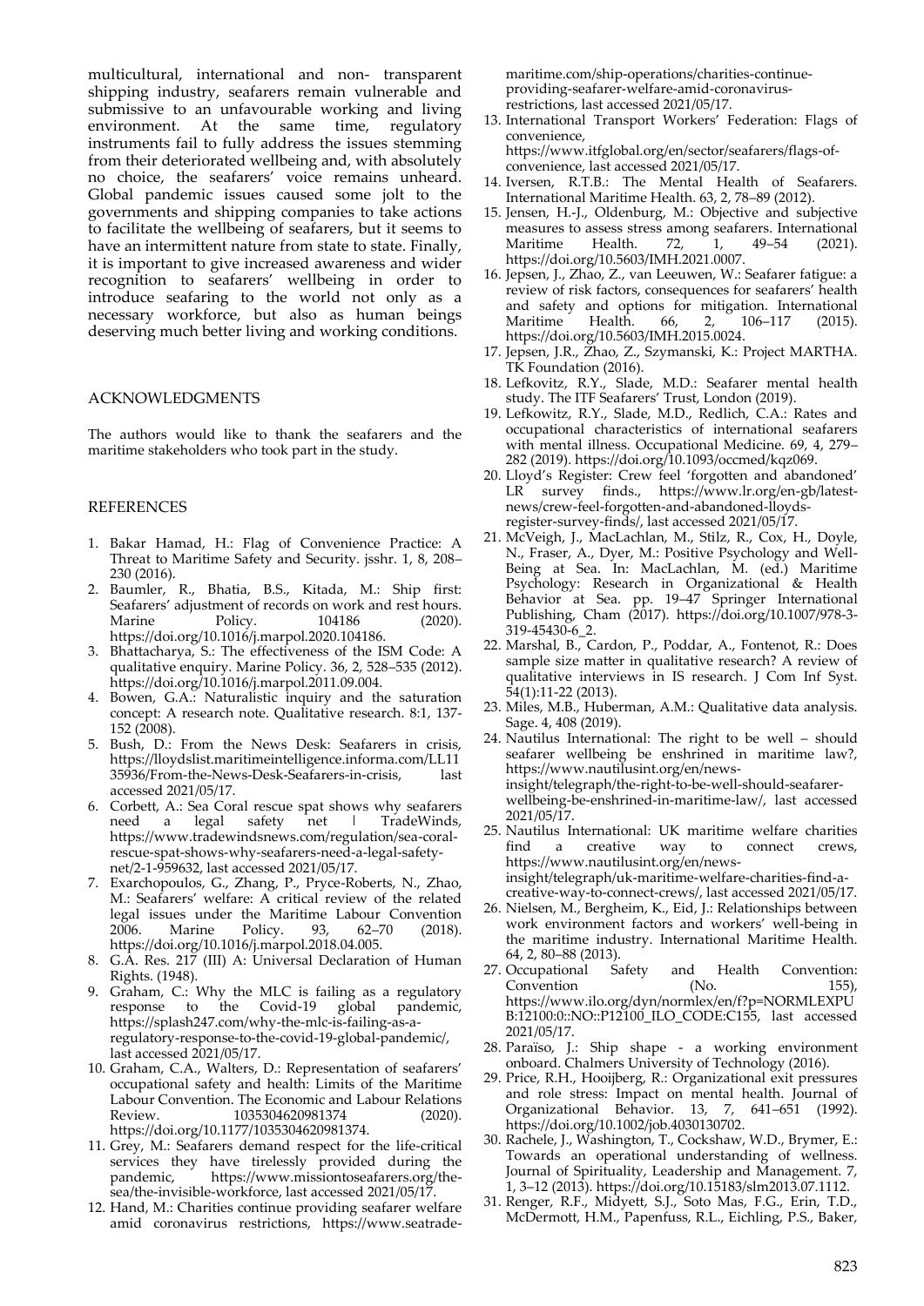multicultural, international and non- transparent shipping industry, seafarers remain vulnerable and submissive to an unfavourable working and living environment. At the same time, regulatory instruments fail to fully address the issues stemming from their deteriorated wellbeing and, with absolutely no choice, the seafarers' voice remains unheard. Global pandemic issues caused some jolt to the governments and shipping companies to take actions to facilitate the wellbeing of seafarers, but it seems to have an intermittent nature from state to state. Finally, it is important to give increased awareness and wider recognition to seafarers' wellbeing in order to introduce seafaring to the world not only as a necessary workforce, but also as human beings deserving much better living and working conditions.

## ACKNOWLEDGMENTS

The authors would like to thank the seafarers and the maritime stakeholders who took part in the study.

## REFERENCES

1. Bakar Hamad, H.: Flag of Convenience Practice: A Threat to Maritime Safety and Security. jsshr. 1, 8, 208–230 (2016).
2. Baumler, R., Bhatia, B.S., Kitada, M.: Ship first: Seafarers' adjustment of records on work and rest hours. Marine Policy. 104186 (2020). https://doi.org/10.1016/j.marpol.2020.104186.
3. Bhattacharya, S.: The effectiveness of the ISM Code: A qualitative enquiry. Marine Policy. 36, 2, 528–535 (2012). https://doi.org/10.1016/j.marpol.2011.09.004.
4. Bowen, G.A.: Naturalistic inquiry and the saturation concept: A research note. Qualitative research. 8:1, 137-152 (2008).
5. Bush, D.: From the News Desk: Seafarers in crisis, https://lloydslist.maritimeintelligence.informa.com/LL1135936/From-the-News-Desk-Seafarers-in-crisis, last accessed 2021/05/17.
6. Corbett, A.: Sea Coral rescue spat shows why seafarers need a legal safety net | TradeWinds, https://www.tradewindsnews.com/regulation/sea-coral-rescue-spat-shows-why-seafarers-need-a-legal-safety-net/2-1-959632, last accessed 2021/05/17.
7. Exarchopoulos, G., Zhang, P., Pryce-Roberts, N., Zhao, M.: Seafarers' welfare: A critical review of the related legal issues under the Maritime Labour Convention 2006. Marine Policy. 93, 62–70 (2018). https://doi.org/10.1016/j.marpol.2018.04.005.
8. G.A. Res. 217 (III) A: Universal Declaration of Human Rights. (1948).
9. Graham, C.: Why the MLC is failing as a regulatory response to the Covid-19 global pandemic, https://splash247.com/why-the-mlc-is-failing-as-a-regulatory-response-to-the-covid-19-global-pandemic/, last accessed 2021/05/17.
10. Graham, C.A., Walters, D.: Representation of seafarers' occupational safety and health: Limits of the Maritime Labour Convention. The Economic and Labour Relations Review. 1035304620981374 (2020). https://doi.org/10.1177/1035304620981374.
11. Grey, M.: Seafarers demand respect for the life-critical services they have tirelessly provided during the pandemic, https://www.missiontoseafarers.org/the-sea/the-invisible-workforce, last accessed 2021/05/17.
12. Hand, M.: Charities continue providing seafarer welfare amid coronavirus restrictions, https://www.seatrade-maritime.com/ship-operations/charities-continue-providing-seafarer-welfare-amid-coronavirus-restrictions, last accessed 2021/05/17.
13. International Transport Workers' Federation: Flags of convenience, https://www.itfglobal.org/en/sector/seafarers/flags-of-convenience, last accessed 2021/05/17.
14. Iversen, R.T.B.: The Mental Health of Seafarers. International Maritime Health. 63, 2, 78–89 (2012).
15. Jensen, H.-J., Oldenburg, M.: Objective and subjective measures to assess stress among seafarers. International Maritime Health. 72, 1, 49–54 (2021). https://doi.org/10.5603/IMH.2021.0007.
16. Jepsen, J., Zhao, Z., van Leeuwen, W.: Seafarer fatigue: a review of risk factors, consequences for seafarers' health and safety and options for mitigation. International Maritime Health. 66, 2, 106–117 (2015). https://doi.org/10.5603/IMH.2015.0024.
17. Jepsen, J.R., Zhao, Z., Szymanski, K.: Project MARTHA. TK Foundation (2016).
18. Lefkovitz, R.Y., Slade, M.D.: Seafarer mental health study. The ITF Seafarers' Trust, London (2019).
19. Lefkowitz, R.Y., Slade, M.D., Redlich, C.A.: Rates and occupational characteristics of international seafarers with mental illness. Occupational Medicine. 69, 4, 279–282 (2019). https://doi.org/10.1093/occmed/kqz069.
20. Lloyd's Register: Crew feel 'forgotten and abandoned' LR survey finds., https://www.lr.org/en-gb/latest-news/crew-feel-forgotten-and-abandoned-lloyds-register-survey-finds/, last accessed 2021/05/17.
21. McVeigh, J., MacLachlan, M., Stilz, R., Cox, H., Doyle, N., Fraser, A., Dyer, M.: Positive Psychology and Well-Being at Sea. In: MacLachlan, M. (ed.) Maritime Psychology: Research in Organizational & Health Behavior at Sea. pp. 19–47 Springer International Publishing, Cham (2017). https://doi.org/10.1007/978-3-319-45430-6_2.
22. Marshal, B., Cardon, P., Poddar, A., Fontenot, R.: Does sample size matter in qualitative research? A review of qualitative interviews in IS research. J Com Inf Syst. 54(1):11-22 (2013).
23. Miles, M.B., Huberman, A.M.: Qualitative data analysis. Sage. 4, 408 (2019).
24. Nautilus International: The right to be well – should seafarer wellbeing be enshrined in maritime law?, https://www.nautilusint.org/en/news-insight/telegraph/the-right-to-be-well-should-seafarer-wellbeing-be-enshrined-in-maritime-law/, last accessed 2021/05/17.
25. Nautilus International: UK maritime welfare charities find a creative way to connect crews, https://www.nautilusint.org/en/news-insight/telegraph/uk-maritime-welfare-charities-find-a-creative-way-to-connect-crews/, last accessed 2021/05/17.
26. Nielsen, M., Bergheim, K., Eid, J.: Relationships between work environment factors and workers' well-being in the maritime industry. International Maritime Health. 64, 2, 80–88 (2013).
27. Occupational Safety and Health Convention: Convention (No. 155), https://www.ilo.org/dyn/normlex/en/f?p=NORMLEXPUB:12100:0::NO::P12100_ILO_CODE:C155, last accessed 2021/05/17.
28. Paraïso, J.: Ship shape - a working environment onboard. Chalmers University of Technology (2016).
29. Price, R.H., Hooijberg, R.: Organizational exit pressures and role stress: Impact on mental health. Journal of Organizational Behavior. 13, 7, 641–651 (1992). https://doi.org/10.1002/job.4030130702.
30. Rachele, J., Washington, T., Cockshaw, W.D., Brymer, E.: Towards an operational understanding of wellness. Journal of Spirituality, Leadership and Management. 7, 1, 3–12 (2013). https://doi.org/10.15183/slm2013.07.1112.
31. Renger, R.F., Midyett, S.J., Soto Mas, F.G., Erin, T.D., McDermott, H.M., Papenfuss, R.L., Eichling, P.S., Baker,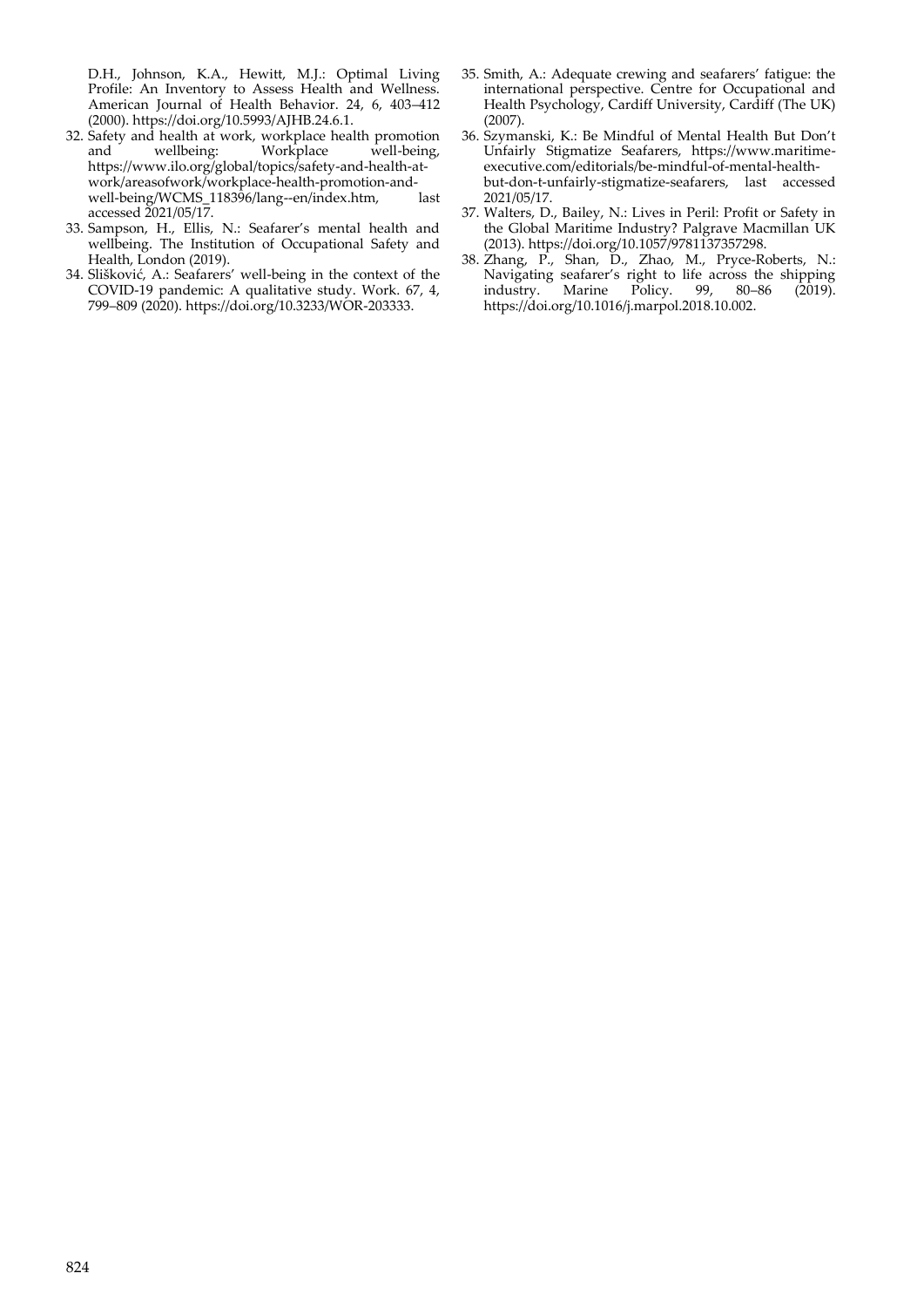D.H., Johnson, K.A., Hewitt, M.J.: Optimal Living Profile: An Inventory to Assess Health and Wellness. American Journal of Health Behavior. 24, 6, 403–412 (2000). https://doi.org/10.5993/AJHB.24.6.1.

32. Safety and health at work, workplace health promotion and wellbeing: Workplace well-being, https://www.ilo.org/global/topics/safety-and-health-at-work/areasofwork/workplace-health-promotion-and-well-being/WCMS_118396/lang--en/index.htm, last accessed 2021/05/17.
33. Sampson, H., Ellis, N.: Seafarer's mental health and wellbeing. The Institution of Occupational Safety and Health, London (2019).
34. Slišković, A.: Seafarers' well-being in the context of the COVID-19 pandemic: A qualitative study. Work. 67, 4, 799–809 (2020). https://doi.org/10.3233/WOR-203333.
35. Smith, A.: Adequate crewing and seafarers' fatigue: the international perspective. Centre for Occupational and Health Psychology, Cardiff University, Cardiff (The UK) (2007).
36. Szymanski, K.: Be Mindful of Mental Health But Don't Unfairly Stigmatize Seafarers, https://www.maritime-executive.com/editorials/be-mindful-of-mental-health-but-don-t-unfairly-stigmatize-seafarers, last accessed 2021/05/17.
37. Walters, D., Bailey, N.: Lives in Peril: Profit or Safety in the Global Maritime Industry? Palgrave Macmillan UK (2013). https://doi.org/10.1057/9781137357298.
38. Zhang, P., Shan, D., Zhao, M., Pryce-Roberts, N.: Navigating seafarer's right to life across the shipping industry. Marine Policy. 99, 80–86 (2019). https://doi.org/10.1016/j.marpol.2018.10.002.